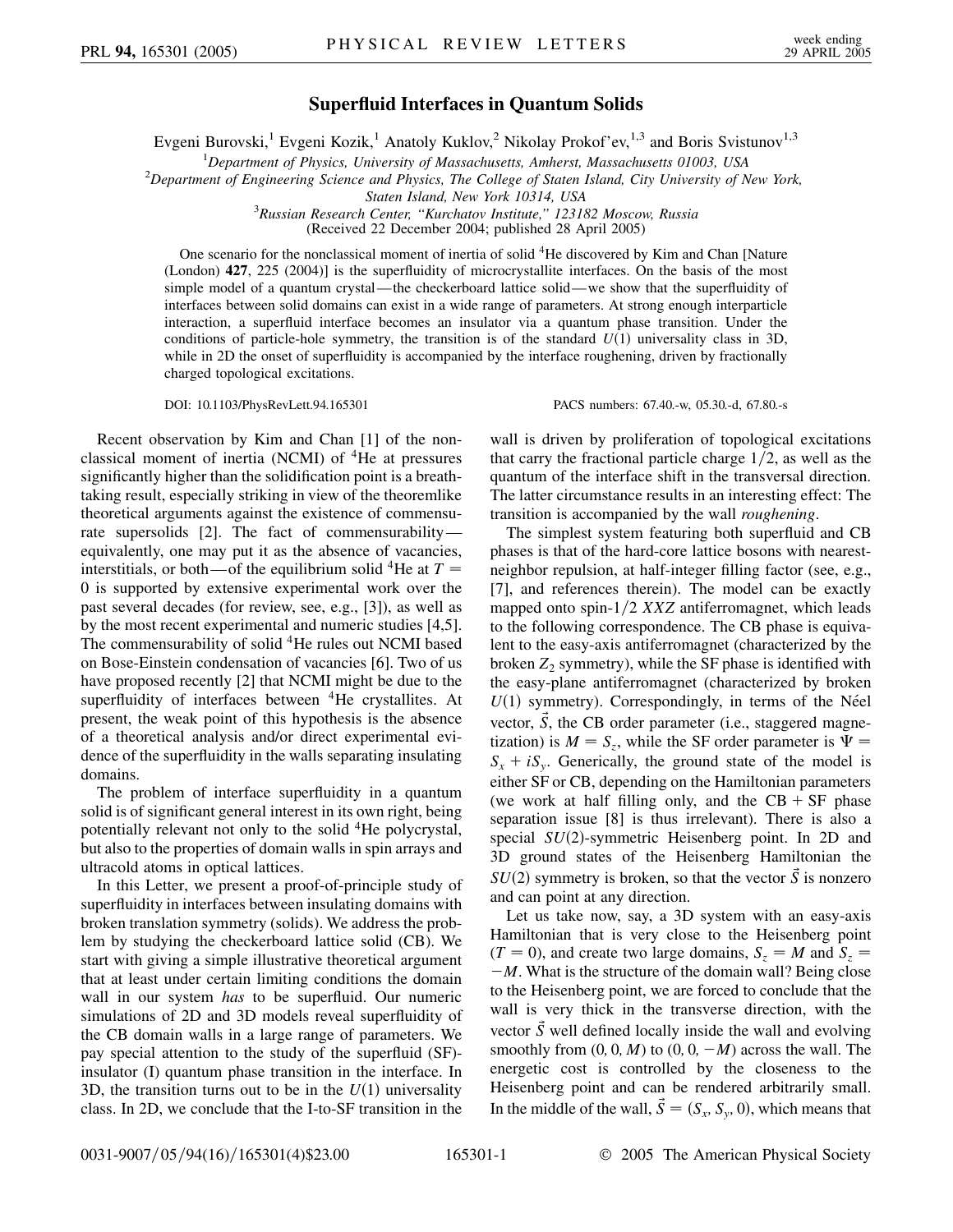# Superfluid Interfaces in Quantum Solids

Evgeni Burovski,[1] Evgeni Kozik,[1] Anatoly Kuklov,[2] Nikolay Prokof'ev,[1,3] and Boris Svistunov[1,3]

[1]Department of Physics, University of Massachusetts, Amherst, Massachusetts 01003, USA
[2]Department of Engineering Science and Physics, The College of Staten Island, City University of New York, Staten Island, New York 10314, USA
[3]Russian Research Center, "Kurchatov Institute," 123182 Moscow, Russia

(Received 22 December 2004; published 28 April 2005)

One scenario for the nonclassical moment of inertia of solid $^4$He discovered by Kim and Chan [Nature (London) **427**, 225 (2004)] is the superfluidity of microcrystallite interfaces. On the basis of the most simple model of a quantum crystal—the checkerboard lattice solid—we show that the superfluidity of interfaces between solid domains can exist in a wide range of parameters. At strong enough interparticle interaction, a superfluid interface becomes an insulator via a quantum phase transition. Under the conditions of particle-hole symmetry, the transition is of the standard $U(1)$ universality class in 3D, while in 2D the onset of superfluidity is accompanied by the interface roughening, driven by fractionally charged topological excitations.

DOI: 10.1103/PhysRevLett.94.165301 PACS numbers: 67.40.-w, 05.30.-d, 67.80.-s

Recent observation by Kim and Chan [1] of the nonclassical moment of inertia (NCMI) of $^4$He at pressures significantly higher than the solidification point is a breathtaking result, especially striking in view of the theoremlike theoretical arguments against the existence of commensurate supersolids [2]. The fact of commensurability—equivalently, one may put it as the absence of vacancies, interstitials, or both—of the equilibrium solid $^4$He at $T = 0$ is supported by extensive experimental work over the past several decades (for review, see, e.g., [3]), as well as by the most recent experimental and numeric studies [4,5]. The commensurability of solid $^4$He rules out NCMI based on Bose-Einstein condensation of vacancies [6]. Two of us have proposed recently [2] that NCMI might be due to the superfluidity of interfaces between $^4$He crystallites. At present, the weak point of this hypothesis is the absence of a theoretical analysis and/or direct experimental evidence of the superfluidity in the walls separating insulating domains.

The problem of interface superfluidity in a quantum solid is of significant general interest in its own right, being potentially relevant not only to the solid $^4$He polycrystal, but also to the properties of domain walls in spin arrays and ultracold atoms in optical lattices.

In this Letter, we present a proof-of-principle study of superfluidity in interfaces between insulating domains with broken translation symmetry (solids). We address the problem by studying the checkerboard lattice solid (CB). We start with giving a simple illustrative theoretical argument that at least under certain limiting conditions the domain wall in our system *has* to be superfluid. Our numeric simulations of 2D and 3D models reveal superfluidity of the CB domain walls in a large range of parameters. We pay special attention to the study of the superfluid (SF)-insulator (I) quantum phase transition in the interface. In 3D, the transition turns out to be in the $U(1)$ universality class. In 2D, we conclude that the I-to-SF transition in the wall is driven by proliferation of topological excitations that carry the fractional particle charge $1/2$, as well as the quantum of the interface shift in the transversal direction. The latter circumstance results in an interesting effect: The transition is accompanied by the wall *roughening*.

The simplest system featuring both superfluid and CB phases is that of the hard-core lattice bosons with nearest-neighbor repulsion, at half-integer filling factor (see, e.g., [7], and references therein). The model can be exactly mapped onto spin-$1/2$ *XXZ* antiferromagnet, which leads to the following correspondence. The CB phase is equivalent to the easy-axis antiferromagnet (characterized by the broken $Z_2$ symmetry), while the SF phase is identified with the easy-plane antiferromagnet (characterized by broken $U(1)$ symmetry). Correspondingly, in terms of the Néel vector, $\vec{S}$, the CB order parameter (i.e., staggered magnetization) is $M = S_z$, while the SF order parameter is $\Psi = S_x + iS_y$. Generically, the ground state of the model is either SF or CB, depending on the Hamiltonian parameters (we work at half filling only, and the CB + SF phase separation issue [8] is thus irrelevant). There is also a special $SU(2)$-symmetric Heisenberg point. In 2D and 3D ground states of the Heisenberg Hamiltonian the $SU(2)$ symmetry is broken, so that the vector $\vec{S}$ is nonzero and can point at any direction.

Let us take now, say, a 3D system with an easy-axis Hamiltonian that is very close to the Heisenberg point ($T = 0$), and create two large domains, $S_z = M$ and $S_z = -M$. What is the structure of the domain wall? Being close to the Heisenberg point, we are forced to conclude that the wall is very thick in the transverse direction, with the vector $\vec{S}$ well defined locally inside the wall and evolving smoothly from $(0, 0, M)$ to $(0, 0, -M)$ across the wall. The energetic cost is controlled by the closeness to the Heisenberg point and can be rendered arbitrarily small. In the middle of the wall, $\vec{S} = (S_x, S_y, 0)$, which means that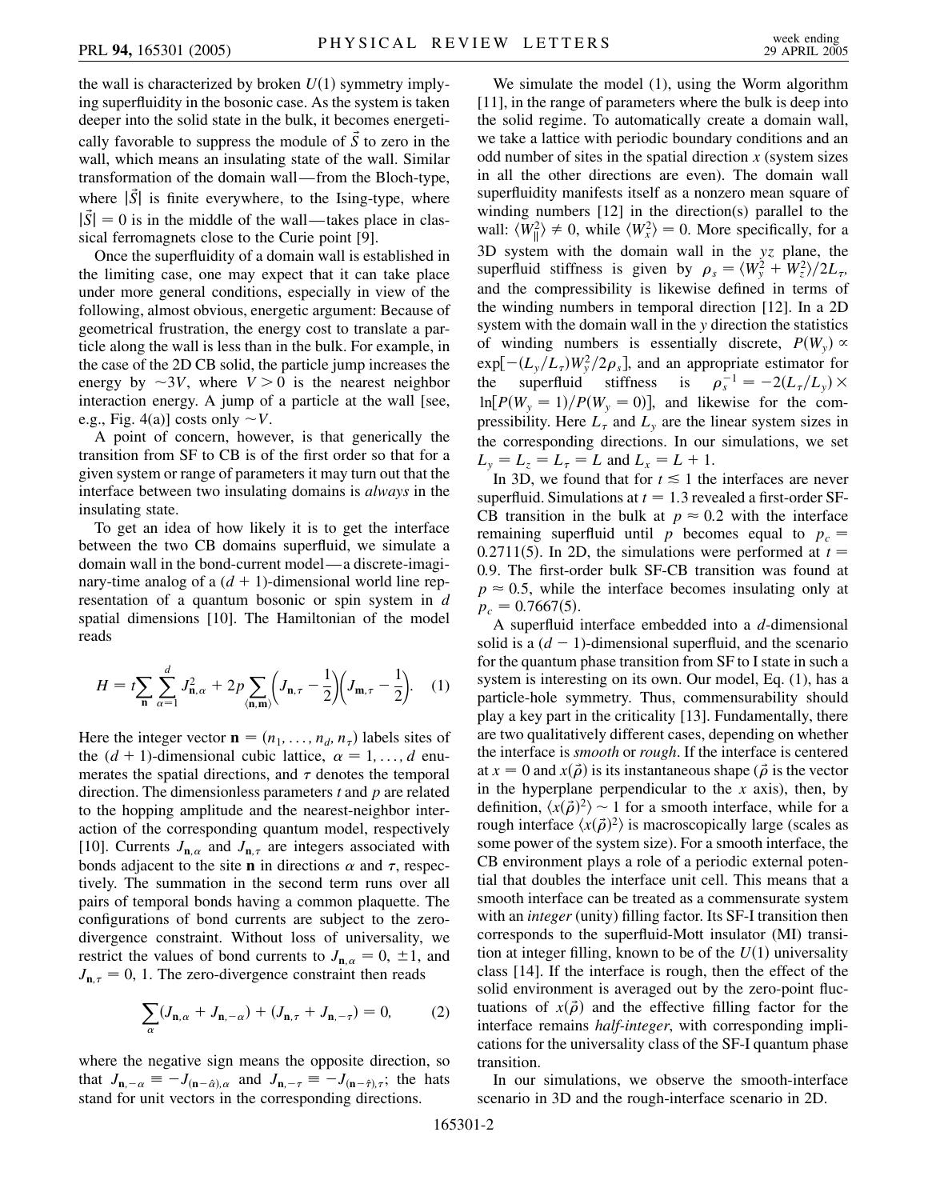the wall is characterized by broken $U(1)$ symmetry implying superfluidity in the bosonic case. As the system is taken deeper into the solid state in the bulk, it becomes energetically favorable to suppress the module of $\vec{S}$ to zero in the wall, which means an insulating state of the wall. Similar transformation of the domain wall—from the Bloch-type, where $|\vec{S}|$ is finite everywhere, to the Ising-type, where $|\vec{S}| = 0$ is in the middle of the wall—takes place in classical ferromagnets close to the Curie point [9].

Once the superfluidity of a domain wall is established in the limiting case, one may expect that it can take place under more general conditions, especially in view of the following, almost obvious, energetic argument: Because of geometrical frustration, the energy cost to translate a particle along the wall is less than in the bulk. For example, in the case of the 2D CB solid, the particle jump increases the energy by $\sim 3V$, where $V > 0$ is the nearest neighbor interaction energy. A jump of a particle at the wall [see, e.g., Fig. 4(a)] costs only $\sim V$.

A point of concern, however, is that generically the transition from SF to CB is of the first order so that for a given system or range of parameters it may turn out that the interface between two insulating domains is *always* in the insulating state.

To get an idea of how likely it is to get the interface between the two CB domains superfluid, we simulate a domain wall in the bond-current model—a discrete-imaginary-time analog of a $(d+1)$-dimensional world line representation of a quantum bosonic or spin system in $d$ spatial dimensions [10]. The Hamiltonian of the model reads

$$H = t\sum_{\mathbf{n}}\sum_{\alpha=1}^{d} J_{\mathbf{n},\alpha}^2 + 2p\sum_{\langle \mathbf{n},\mathbf{m}\rangle}\left(J_{\mathbf{n},\tau} - \frac{1}{2}\right)\left(J_{\mathbf{m},\tau} - \frac{1}{2}\right). \quad (1)$$

Here the integer vector $\mathbf{n} = (n_1, \ldots, n_d, n_\tau)$ labels sites of the $(d+1)$-dimensional cubic lattice, $\alpha = 1, \ldots, d$ enumerates the spatial directions, and $\tau$ denotes the temporal direction. The dimensionless parameters $t$ and $p$ are related to the hopping amplitude and the nearest-neighbor interaction of the corresponding quantum model, respectively [10]. Currents $J_{\mathbf{n},\alpha}$ and $J_{\mathbf{n},\tau}$ are integers associated with bonds adjacent to the site $\mathbf{n}$ in directions $\alpha$ and $\tau$, respectively. The summation in the second term runs over all pairs of temporal bonds having a common plaquette. The configurations of bond currents are subject to the zero-divergence constraint. Without loss of universality, we restrict the values of bond currents to $J_{\mathbf{n},\alpha} = 0, \pm 1$, and $J_{\mathbf{n},\tau} = 0, 1$. The zero-divergence constraint then reads

$$\sum_{\alpha}(J_{\mathbf{n},\alpha} + J_{\mathbf{n},-\alpha}) + (J_{\mathbf{n},\tau} + J_{\mathbf{n},-\tau}) = 0, \quad (2)$$

where the negative sign means the opposite direction, so that $J_{\mathbf{n},-\alpha} \equiv -J_{(\mathbf{n}-\hat{\alpha}),\alpha}$ and $J_{\mathbf{n},-\tau} \equiv -J_{(\mathbf{n}-\hat{\tau}),\tau}$; the hats stand for unit vectors in the corresponding directions.

We simulate the model (1), using the Worm algorithm [11], in the range of parameters where the bulk is deep into the solid regime. To automatically create a domain wall, we take a lattice with periodic boundary conditions and an odd number of sites in the spatial direction $x$ (system sizes in all the other directions are even). The domain wall superfluidity manifests itself as a nonzero mean square of winding numbers [12] in the direction(s) parallel to the wall: $\langle W_\parallel^2 \rangle \neq 0$, while $\langle W_x^2 \rangle = 0$. More specifically, for a 3D system with the domain wall in the $yz$ plane, the superfluid stiffness is given by $\rho_s = \langle W_y^2 + W_z^2 \rangle / 2L_\tau$, and the compressibility is likewise defined in terms of the winding numbers in temporal direction [12]. In a 2D system with the domain wall in the $y$ direction the statistics of winding numbers is essentially discrete, $P(W_y) \propto \exp[-(L_y/L_\tau)W_y^2/2\rho_s]$, and an appropriate estimator for the superfluid stiffness is $\rho_s^{-1} = -2(L_\tau/L_y) \times \ln[P(W_y = 1)/P(W_y = 0)]$, and likewise for the compressibility. Here $L_\tau$ and $L_y$ are the linear system sizes in the corresponding directions. In our simulations, we set $L_y = L_z = L_\tau = L$ and $L_x = L + 1$.

In 3D, we found that for $t \lesssim 1$ the interfaces are never superfluid. Simulations at $t = 1.3$ revealed a first-order SF-CB transition in the bulk at $p \approx 0.2$ with the interface remaining superfluid until $p$ becomes equal to $p_c = 0.2711(5)$. In 2D, the simulations were performed at $t = 0.9$. The first-order bulk SF-CB transition was found at $p \approx 0.5$, while the interface becomes insulating only at $p_c = 0.7667(5)$.

A superfluid interface embedded into a $d$-dimensional solid is a $(d-1)$-dimensional superfluid, and the scenario for the quantum phase transition from SF to I state in such a system is interesting on its own. Our model, Eq. (1), has a particle-hole symmetry. Thus, commensurability should play a key part in the criticality [13]. Fundamentally, there are two qualitatively different cases, depending on whether the interface is *smooth* or *rough*. If the interface is centered at $x = 0$ and $x(\vec{\rho})$ is its instantaneous shape ($\vec{\rho}$ is the vector in the hyperplane perpendicular to the $x$ axis), then, by definition, $\langle x(\vec{\rho})^2 \rangle \sim 1$ for a smooth interface, while for a rough interface $\langle x(\vec{\rho})^2 \rangle$ is macroscopically large (scales as some power of the system size). For a smooth interface, the CB environment plays a role of a periodic external potential that doubles the interface unit cell. This means that a smooth interface can be treated as a commensurate system with an *integer* (unity) filling factor. Its SF-I transition then corresponds to the superfluid-Mott insulator (MI) transition at integer filling, known to be of the $U(1)$ universality class [14]. If the interface is rough, then the effect of the solid environment is averaged out by the zero-point fluctuations of $x(\vec{\rho})$ and the effective filling factor for the interface remains *half-integer*, with corresponding implications for the universality class of the SF-I quantum phase transition.

In our simulations, we observe the smooth-interface scenario in 3D and the rough-interface scenario in 2D.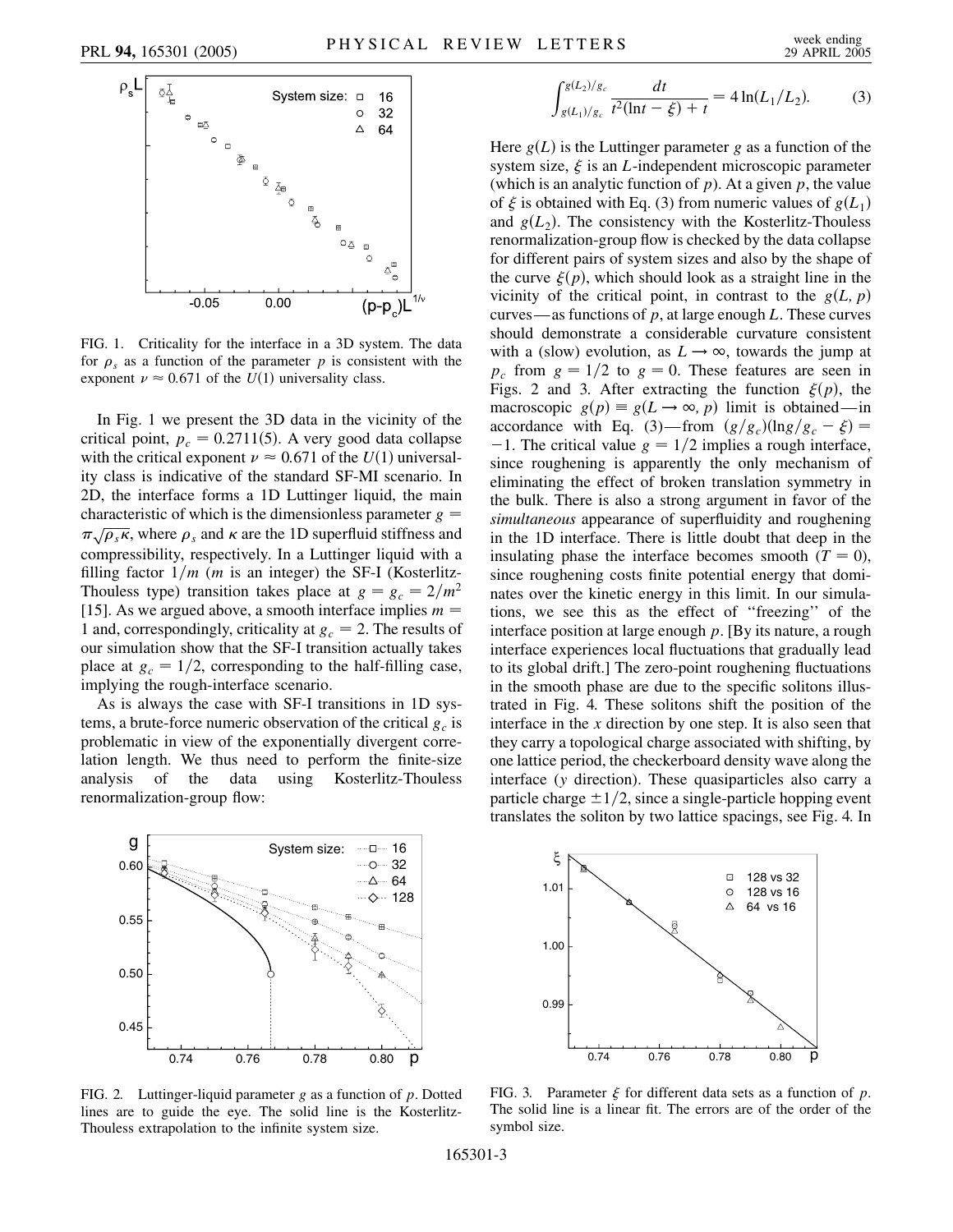FIG. 1. Criticality for the interface in a 3D system. The data for $\rho_s$ as a function of the parameter $p$ is consistent with the exponent $\nu \approx 0.671$ of the $U(1)$ universality class.

In Fig. 1 we present the 3D data in the vicinity of the critical point, $p_c = 0.2711(5)$. A very good data collapse with the critical exponent $\nu \approx 0.671$ of the $U(1)$ universality class is indicative of the standard SF-MI scenario. In 2D, the interface forms a 1D Luttinger liquid, the main characteristic of which is the dimensionless parameter $g = \pi\sqrt{\rho_s \kappa}$, where $\rho_s$ and $\kappa$ are the 1D superfluid stiffness and compressibility, respectively. In a Luttinger liquid with a filling factor $1/m$ ($m$ is an integer) the SF-I (Kosterlitz-Thouless type) transition takes place at $g = g_c = 2/m^2$ [15]. As we argued above, a smooth interface implies $m = 1$ and, correspondingly, criticality at $g_c = 2$. The results of our simulation show that the SF-I transition actually takes place at $g_c = 1/2$, corresponding to the half-filling case, implying the rough-interface scenario.

As is always the case with SF-I transitions in 1D systems, a brute-force numeric observation of the critical $g_c$ is problematic in view of the exponentially divergent correlation length. We thus need to perform the finite-size analysis of the data using Kosterlitz-Thouless renormalization-group flow:

$$\int_{g(L_1)/g_c}^{g(L_2)/g_c} \frac{dt}{t^2(\ln t - \xi) + t} = 4\ln(L_1/L_2). \tag{3}$$

Here $g(L)$ is the Luttinger parameter $g$ as a function of the system size, $\xi$ is an $L$-independent microscopic parameter (which is an analytic function of $p$). At a given $p$, the value of $\xi$ is obtained with Eq. (3) from numeric values of $g(L_1)$ and $g(L_2)$. The consistency with the Kosterlitz-Thouless renormalization-group flow is checked by the data collapse for different pairs of system sizes and also by the shape of the curve $\xi(p)$, which should look as a straight line in the vicinity of the critical point, in contrast to the $g(L, p)$ curves—as functions of $p$, at large enough $L$. These curves should demonstrate a considerable curvature consistent with a (slow) evolution, as $L \to \infty$, towards the jump at $p_c$ from $g = 1/2$ to $g = 0$. These features are seen in Figs. 2 and 3. After extracting the function $\xi(p)$, the macroscopic $g(p) \equiv g(L \to \infty, p)$ limit is obtained—in accordance with Eq. (3)—from $(g/g_c)(\ln g/g_c - \xi) = -1$. The critical value $g = 1/2$ implies a rough interface, since roughening is apparently the only mechanism of eliminating the effect of broken translation symmetry in the bulk. There is also a strong argument in favor of the *simultaneous* appearance of superfluidity and roughening in the 1D interface. There is little doubt that deep in the insulating phase the interface becomes smooth ($T = 0$), since roughening costs finite potential energy that dominates over the kinetic energy in this limit. In our simulations, we see this as the effect of "freezing" of the interface position at large enough $p$. [By its nature, a rough interface experiences local fluctuations that gradually lead to its global drift.] The zero-point roughening fluctuations in the smooth phase are due to the specific solitons illustrated in Fig. 4. These solitons shift the position of the interface in the $x$ direction by one step. It is also seen that they carry a topological charge associated with shifting, by one lattice period, the checkerboard density wave along the interface ($y$ direction). These quasiparticles also carry a particle charge $\pm 1/2$, since a single-particle hopping event translates the soliton by two lattice spacings, see Fig. 4. In

FIG. 2. Luttinger-liquid parameter $g$ as a function of $p$. Dotted lines are to guide the eye. The solid line is the Kosterlitz-Thouless extrapolation to the infinite system size.

FIG. 3. Parameter $\xi$ for different data sets as a function of $p$. The solid line is a linear fit. The errors are of the order of the symbol size.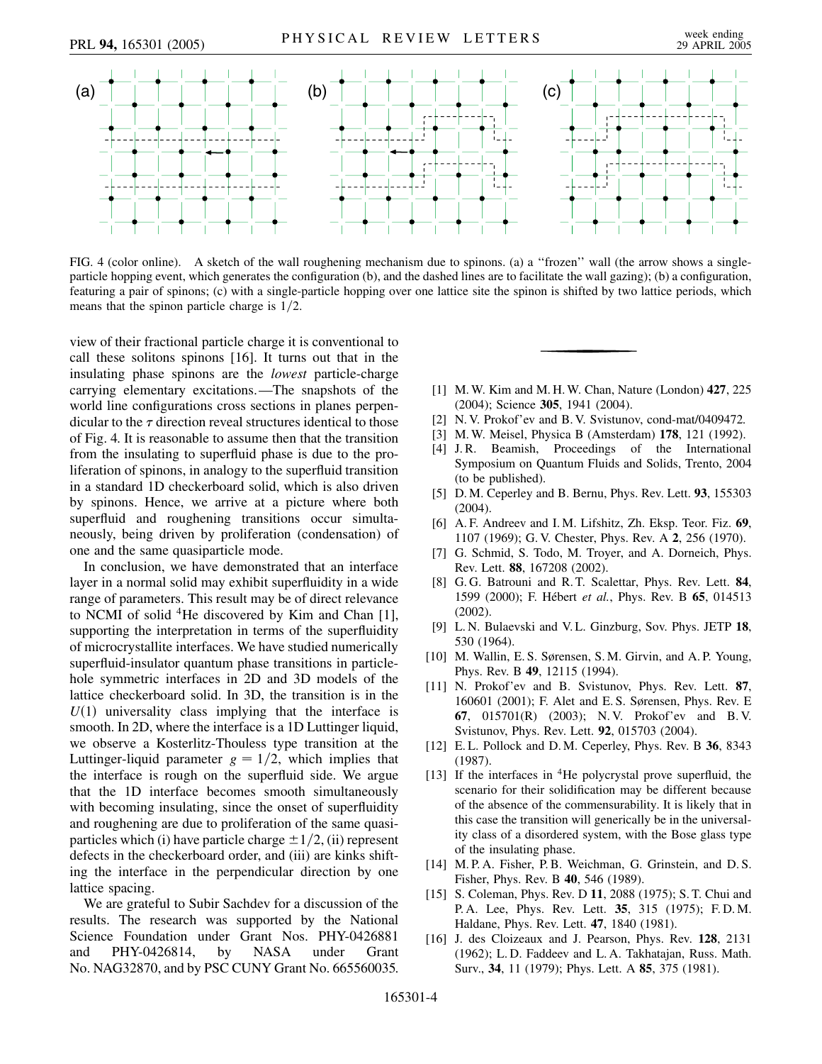(a)

(b)

(c)

FIG. 4 (color online). A sketch of the wall roughening mechanism due to spinons. (a) a ''frozen'' wall (the arrow shows a single-particle hopping event, which generates the configuration (b), and the dashed lines are to facilitate the wall gazing); (b) a configuration, featuring a pair of spinons; (c) with a single-particle hopping over one lattice site the spinon is shifted by two lattice periods, which means that the spinon particle charge is $1/2$.

view of their fractional particle charge it is conventional to call these solitons spinons [16]. It turns out that in the insulating phase spinons are the *lowest* particle-charge carrying elementary excitations.—The snapshots of the world line configurations cross sections in planes perpendicular to the $\tau$ direction reveal structures identical to those of Fig. 4. It is reasonable to assume then that the transition from the insulating to superfluid phase is due to the proliferation of spinons, in analogy to the superfluid transition in a standard 1D checkerboard solid, which is also driven by spinons. Hence, we arrive at a picture where both superfluid and roughening transitions occur simultaneously, being driven by proliferation (condensation) of one and the same quasiparticle mode.

In conclusion, we have demonstrated that an interface layer in a normal solid may exhibit superfluidity in a wide range of parameters. This result may be of direct relevance to NCMI of solid $^4$He discovered by Kim and Chan [1], supporting the interpretation in terms of the superfluidity of microcrystallite interfaces. We have studied numerically superfluid-insulator quantum phase transitions in particle-hole symmetric interfaces in 2D and 3D models of the lattice checkerboard solid. In 3D, the transition is in the $U(1)$ universality class implying that the interface is smooth. In 2D, where the interface is a 1D Luttinger liquid, we observe a Kosterlitz-Thouless type transition at the Luttinger-liquid parameter $g = 1/2$, which implies that the interface is rough on the superfluid side. We argue that the 1D interface becomes smooth simultaneously with becoming insulating, since the onset of superfluidity and roughening are due to proliferation of the same quasiparticles which (i) have particle charge $\pm 1/2$, (ii) represent defects in the checkerboard order, and (iii) are kinks shifting the interface in the perpendicular direction by one lattice spacing.

We are grateful to Subir Sachdev for a discussion of the results. The research was supported by the National Science Foundation under Grant Nos. PHY-0426881 and PHY-0426814, by NASA under Grant No. NAG32870, and by PSC CUNY Grant No. 665560035.

---

[1] M. W. Kim and M. H. W. Chan, Nature (London) **427**, 225 (2004); Science **305**, 1941 (2004).

[2] N. V. Prokof'ev and B. V. Svistunov, cond-mat/0409472.

[3] M. W. Meisel, Physica B (Amsterdam) **178**, 121 (1992).

[4] J. R. Beamish, Proceedings of the International Symposium on Quantum Fluids and Solids, Trento, 2004 (to be published).

[5] D. M. Ceperley and B. Bernu, Phys. Rev. Lett. **93**, 155303 (2004).

[6] A. F. Andreev and I. M. Lifshitz, Zh. Eksp. Teor. Fiz. **69**, 1107 (1969); G. V. Chester, Phys. Rev. A **2**, 256 (1970).

[7] G. Schmid, S. Todo, M. Troyer, and A. Dorneich, Phys. Rev. Lett. **88**, 167208 (2002).

[8] G. G. Batrouni and R. T. Scalettar, Phys. Rev. Lett. **84**, 1599 (2000); F. Hébert *et al.*, Phys. Rev. B **65**, 014513 (2002).

[9] L. N. Bulaevski and V. L. Ginzburg, Sov. Phys. JETP **18**, 530 (1964).

[10] M. Wallin, E. S. Sørensen, S. M. Girvin, and A. P. Young, Phys. Rev. B **49**, 12115 (1994).

[11] N. Prokof'ev and B. Svistunov, Phys. Rev. Lett. **87**, 160601 (2001); F. Alet and E. S. Sørensen, Phys. Rev. E **67**, 015701(R) (2003); N. V. Prokof'ev and B. V. Svistunov, Phys. Rev. Lett. **92**, 015703 (2004).

[12] E. L. Pollock and D. M. Ceperley, Phys. Rev. B **36**, 8343 (1987).

[13] If the interfaces in $^4$He polycrystal prove superfluid, the scenario for their solidification may be different because of the absence of the commensurability. It is likely that in this case the transition will generically be in the universality class of a disordered system, with the Bose glass type of the insulating phase.

[14] M. P. A. Fisher, P. B. Weichman, G. Grinstein, and D. S. Fisher, Phys. Rev. B **40**, 546 (1989).

[15] S. Coleman, Phys. Rev. D **11**, 2088 (1975); S. T. Chui and P. A. Lee, Phys. Rev. Lett. **35**, 315 (1975); F. D. M. Haldane, Phys. Rev. Lett. **47**, 1840 (1981).

[16] J. des Cloizeaux and J. Pearson, Phys. Rev. **128**, 2131 (1962); L. D. Faddeev and L. A. Takhatajan, Russ. Math. Surv., **34**, 11 (1979); Phys. Lett. A **85**, 375 (1981).